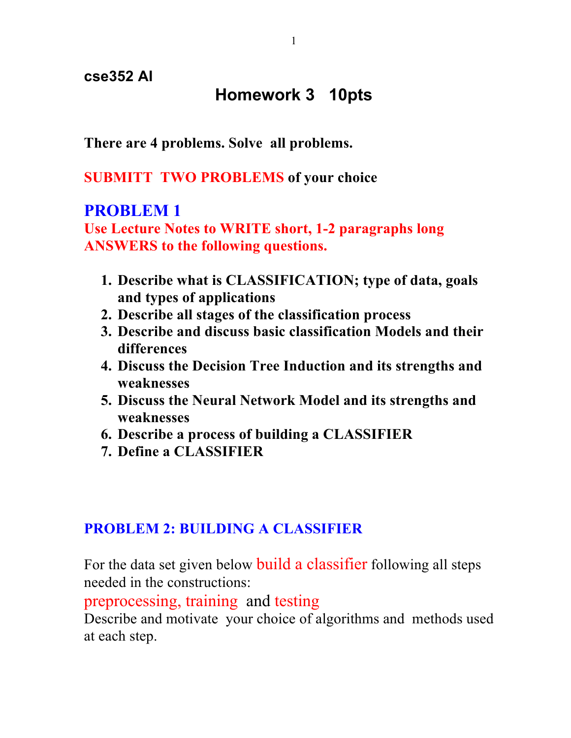**cse352 AI**

# Homework 3 10pts

**There are 4 problems. Solve all problems.**

**SUBMITT TWO PROBLEMS of your choice**

## PROBLEM 1

**Use Lecture Notes to WRITE short, 1-2 paragraphs long ANSWERS to the following questions.**

1. **Describe what is CLASSIFICATION; type of data, goals and types of applications**
2. **Describe all stages of the classification process**
3. **Describe and discuss basic classification Models and their differences**
4. **Discuss the Decision Tree Induction and its strengths and weaknesses**
5. **Discuss the Neural Network Model and its strengths and weaknesses**
6. **Describe a process of building a CLASSIFIER**
7. **Define a CLASSIFIER**

## PROBLEM 2: BUILDING A CLASSIFIER

For the data set given below build a classifier following all steps needed in the constructions:

preprocessing, training and testing

Describe and motivate your choice of algorithms and methods used at each step.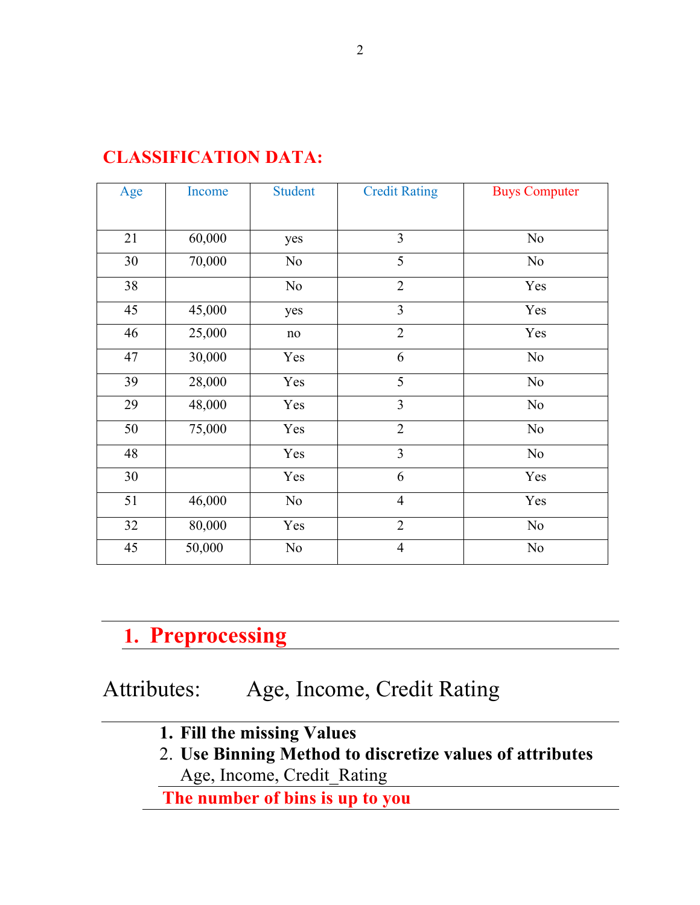## CLASSIFICATION DATA:

| Age | Income | Student | Credit Rating | Buys Computer |
|---|---|---|---|---|
| 21 | 60,000 | yes | 3 | No |
| 30 | 70,000 | No | 5 | No |
| 38 | | No | 2 | Yes |
| 45 | 45,000 | yes | 3 | Yes |
| 46 | 25,000 | no | 2 | Yes |
| 47 | 30,000 | Yes | 6 | No |
| 39 | 28,000 | Yes | 5 | No |
| 29 | 48,000 | Yes | 3 | No |
| 50 | 75,000 | Yes | 2 | No |
| 48 | | Yes | 3 | No |
| 30 | | Yes | 6 | Yes |
| 51 | 46,000 | No | 4 | Yes |
| 32 | 80,000 | Yes | 2 | No |
| 45 | 50,000 | No | 4 | No |

# 1. Preprocessing

Attributes: Age, Income, Credit Rating

1. **Fill the missing Values**
2. **Use Binning Method to discretize values of attributes** Age, Income, Credit_Rating

**The number of bins is up to you**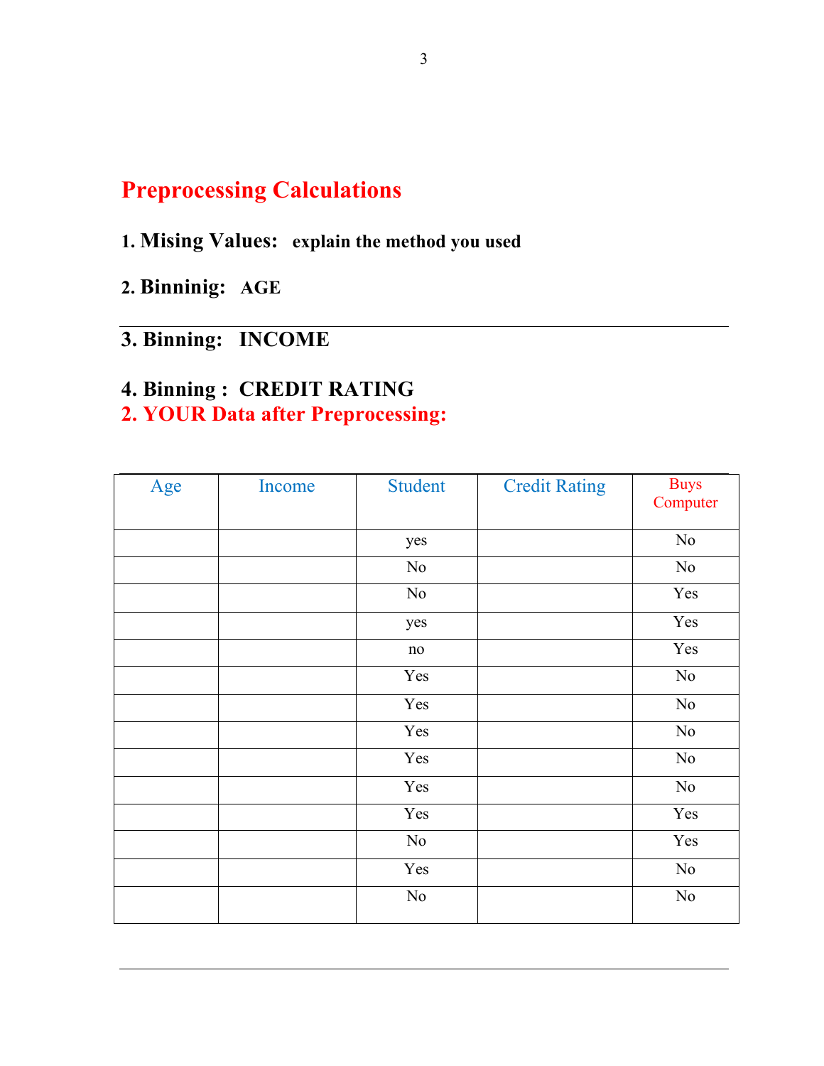# Preprocessing Calculations

**1. Mising Values:** **explain the method you used**

**2. Binninig: AGE**

---

**3. Binning: INCOME**

**4. Binning : CREDIT RATING**

## 2. YOUR Data after Preprocessing:

| Age | Income | Student | Credit Rating | Buys Computer |
|---|---|---|---|---|
| | | yes | | No |
| | | No | | No |
| | | No | | Yes |
| | | yes | | Yes |
| | | no | | Yes |
| | | Yes | | No |
| | | Yes | | No |
| | | Yes | | No |
| | | Yes | | No |
| | | Yes | | No |
| | | Yes | | Yes |
| | | No | | Yes |
| | | Yes | | No |
| | | No | | No |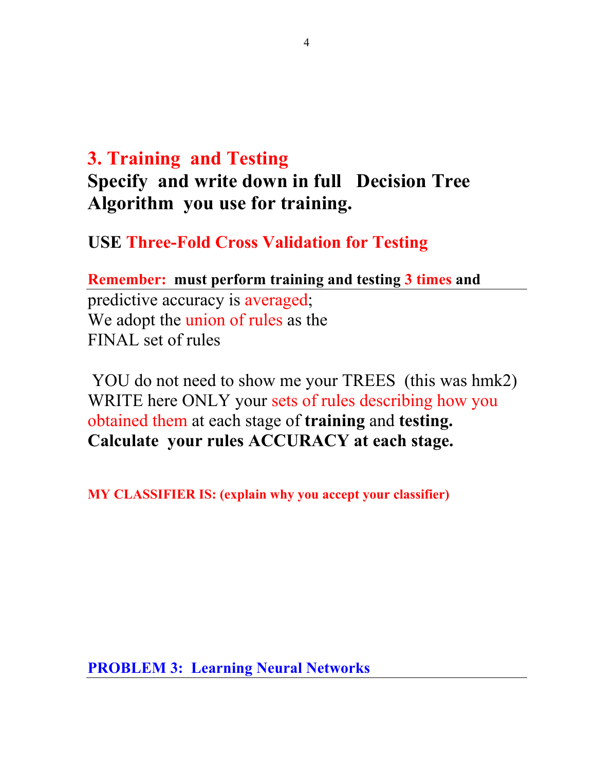## 3. Training and Testing

**Specify and write down in full Decision Tree Algorithm you use for training.**

**USE Three-Fold Cross Validation for Testing**

**Remember: must perform training and testing 3 times and**
predictive accuracy is averaged;
We adopt the union of rules as the
FINAL set of rules

YOU do not need to show me your TREES (this was hmk2)
WRITE here ONLY your sets of rules describing how you obtained them at each stage of **training** and **testing.**
**Calculate your rules ACCURACY at each stage.**

**MY CLASSIFIER IS: (explain why you accept your classifier)**

## PROBLEM 3: Learning Neural Networks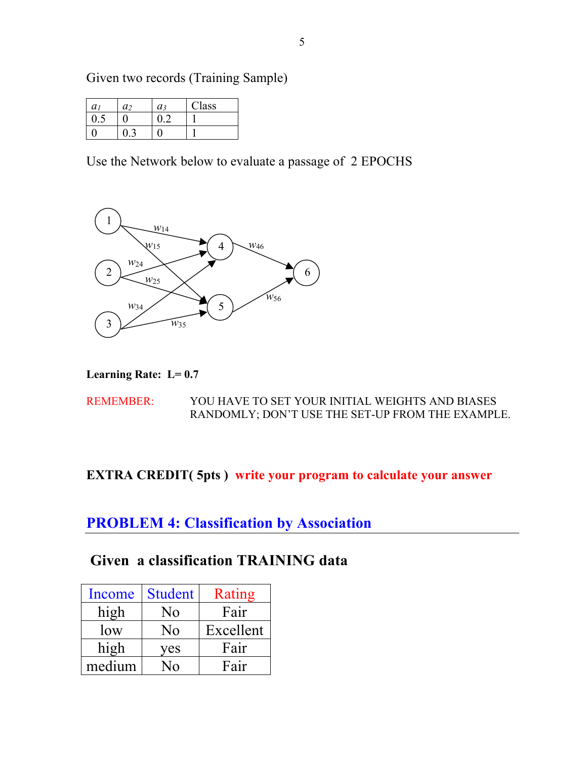Given two records (Training Sample)

| $a_1$ | $a_2$ | $a_3$ | Class |
|---|---|---|---|
| 0.5 | 0 | 0.2 | 1 |
| 0 | 0.3 | 0 | 1 |

Use the Network below to evaluate a passage of 2 EPOCHS

**Learning Rate: L= 0.7**

REMEMBER: YOU HAVE TO SET YOUR INITIAL WEIGHTS AND BIASES RANDOMLY; DON'T USE THE SET-UP FROM THE EXAMPLE.

**EXTRA CREDIT( 5pts ) write your program to calculate your answer**

## PROBLEM 4: Classification by Association

### Given a classification TRAINING data

| Income | Student | Rating |
|---|---|---|
| high | No | Fair |
| low | No | Excellent |
| high | yes | Fair |
| medium | No | Fair |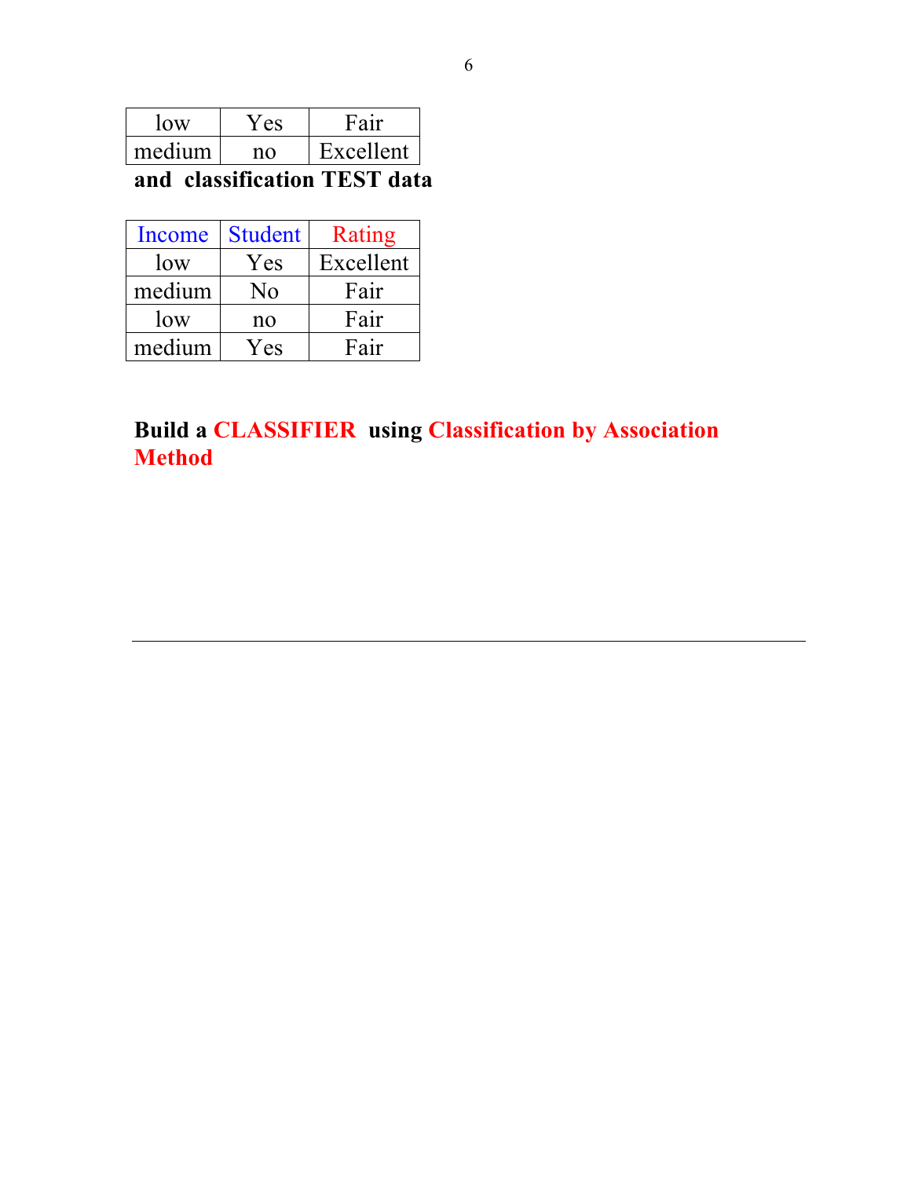| | | |
|---|---|---|
| low | Yes | Fair |
| medium | no | Excellent |

**and classification TEST data**

| Income | Student | Rating |
|---|---|---|
| low | Yes | Excellent |
| medium | No | Fair |
| low | no | Fair |
| medium | Yes | Fair |

**Build a CLASSIFIER using Classification by Association Method**

---